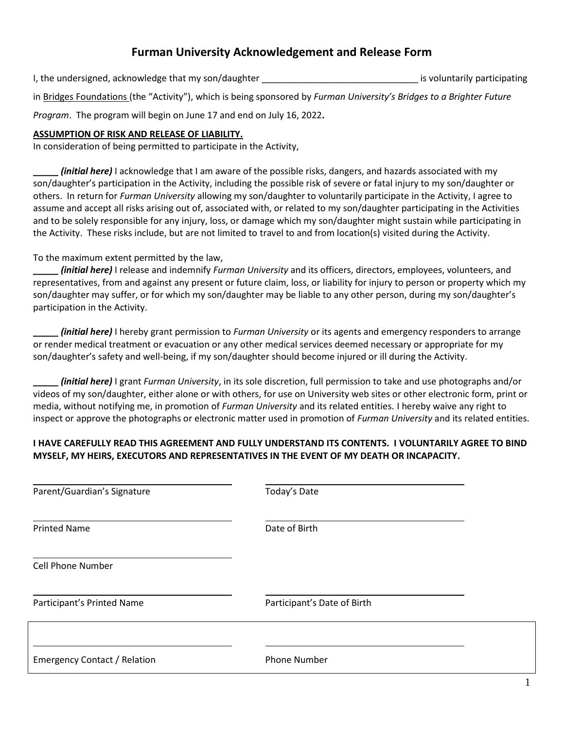# Furman University Acknowledgement and Release Form

I, the undersigned, acknowledge that my son/daughter _______________________________ is voluntarily participating in Bridges Foundations (the "Activity"), which is being sponsored by *Furman University's Bridges to a Brighter Future Program*. The program will begin on June 17 and end on July 16, 2022**.**

**ASSUMPTION OF RISK AND RELEASE OF LIABILITY.**

In consideration of being permitted to participate in the Activity,

**_____ *(initial here)*** I acknowledge that I am aware of the possible risks, dangers, and hazards associated with my son/daughter's participation in the Activity, including the possible risk of severe or fatal injury to my son/daughter or others. In return for *Furman University* allowing my son/daughter to voluntarily participate in the Activity, I agree to assume and accept all risks arising out of, associated with, or related to my son/daughter participating in the Activities and to be solely responsible for any injury, loss, or damage which my son/daughter might sustain while participating in the Activity. These risks include, but are not limited to travel to and from location(s) visited during the Activity.

To the maximum extent permitted by the law,

**_____ *(initial here)*** I release and indemnify *Furman University* and its officers, directors, employees, volunteers, and representatives, from and against any present or future claim, loss, or liability for injury to person or property which my son/daughter may suffer, or for which my son/daughter may be liable to any other person, during my son/daughter's participation in the Activity.

**_____ *(initial here)*** I hereby grant permission to *Furman University* or its agents and emergency responders to arrange or render medical treatment or evacuation or any other medical services deemed necessary or appropriate for my son/daughter's safety and well-being, if my son/daughter should become injured or ill during the Activity.

**_____ *(initial here)*** I grant *Furman University*, in its sole discretion, full permission to take and use photographs and/or videos of my son/daughter, either alone or with others, for use on University web sites or other electronic form, print or media, without notifying me, in promotion of *Furman University* and its related entities. I hereby waive any right to inspect or approve the photographs or electronic matter used in promotion of *Furman University* and its related entities.

**I HAVE CAREFULLY READ THIS AGREEMENT AND FULLY UNDERSTAND ITS CONTENTS. I VOLUNTARILY AGREE TO BIND MYSELF, MY HEIRS, EXECUTORS AND REPRESENTATIVES IN THE EVENT OF MY DEATH OR INCAPACITY.**

_______________________________ Parent/Guardian's Signature

_______________________________ Today's Date

_______________________________ Printed Name

_______________________________ Date of Birth

_______________________________ Cell Phone Number

_______________________________ Participant's Printed Name

_______________________________ Participant's Date of Birth

_______________________________ Emergency Contact / Relation

_______________________________ Phone Number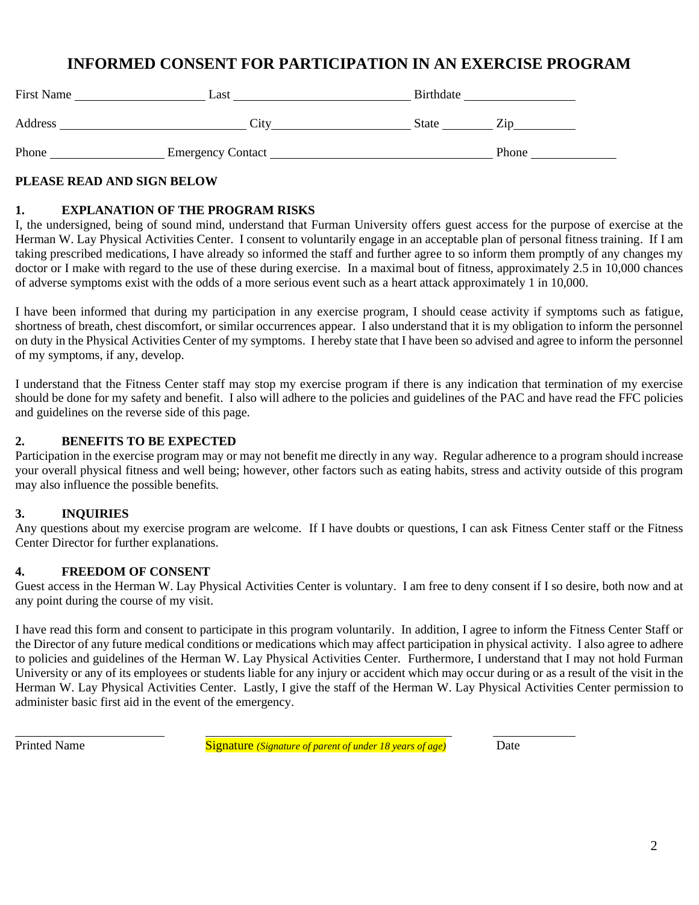# INFORMED CONSENT FOR PARTICIPATION IN AN EXERCISE PROGRAM

First Name ____________________ Last ____________________________ Birthdate _________________

Address _____________________________ City______________________ State ________ Zip__________

Phone __________________ Emergency Contact ___________________________________ Phone _____________

**PLEASE READ AND SIGN BELOW**

**1. EXPLANATION OF THE PROGRAM RISKS**

I, the undersigned, being of sound mind, understand that Furman University offers guest access for the purpose of exercise at the Herman W. Lay Physical Activities Center. I consent to voluntarily engage in an acceptable plan of personal fitness training. If I am taking prescribed medications, I have already so informed the staff and further agree to so inform them promptly of any changes my doctor or I make with regard to the use of these during exercise. In a maximal bout of fitness, approximately 2.5 in 10,000 chances of adverse symptoms exist with the odds of a more serious event such as a heart attack approximately 1 in 10,000.

I have been informed that during my participation in any exercise program, I should cease activity if symptoms such as fatigue, shortness of breath, chest discomfort, or similar occurrences appear. I also understand that it is my obligation to inform the personnel on duty in the Physical Activities Center of my symptoms. I hereby state that I have been so advised and agree to inform the personnel of my symptoms, if any, develop.

I understand that the Fitness Center staff may stop my exercise program if there is any indication that termination of my exercise should be done for my safety and benefit. I also will adhere to the policies and guidelines of the PAC and have read the FFC policies and guidelines on the reverse side of this page.

**2. BENEFITS TO BE EXPECTED**

Participation in the exercise program may or may not benefit me directly in any way. Regular adherence to a program should increase your overall physical fitness and well being; however, other factors such as eating habits, stress and activity outside of this program may also influence the possible benefits.

**3. INQUIRIES**

Any questions about my exercise program are welcome. If I have doubts or questions, I can ask Fitness Center staff or the Fitness Center Director for further explanations.

**4. FREEDOM OF CONSENT**

Guest access in the Herman W. Lay Physical Activities Center is voluntary. I am free to deny consent if I so desire, both now and at any point during the course of my visit.

I have read this form and consent to participate in this program voluntarily. In addition, I agree to inform the Fitness Center Staff or the Director of any future medical conditions or medications which may affect participation in physical activity. I also agree to adhere to policies and guidelines of the Herman W. Lay Physical Activities Center. Furthermore, I understand that I may not hold Furman University or any of its employees or students liable for any injury or accident which may occur during or as a result of the visit in the Herman W. Lay Physical Activities Center. Lastly, I give the staff of the Herman W. Lay Physical Activities Center permission to administer basic first aid in the event of the emergency.

________________________ ________________________________________ _____________

Printed Name Signature *(Signature of parent of under 18 years of age)* Date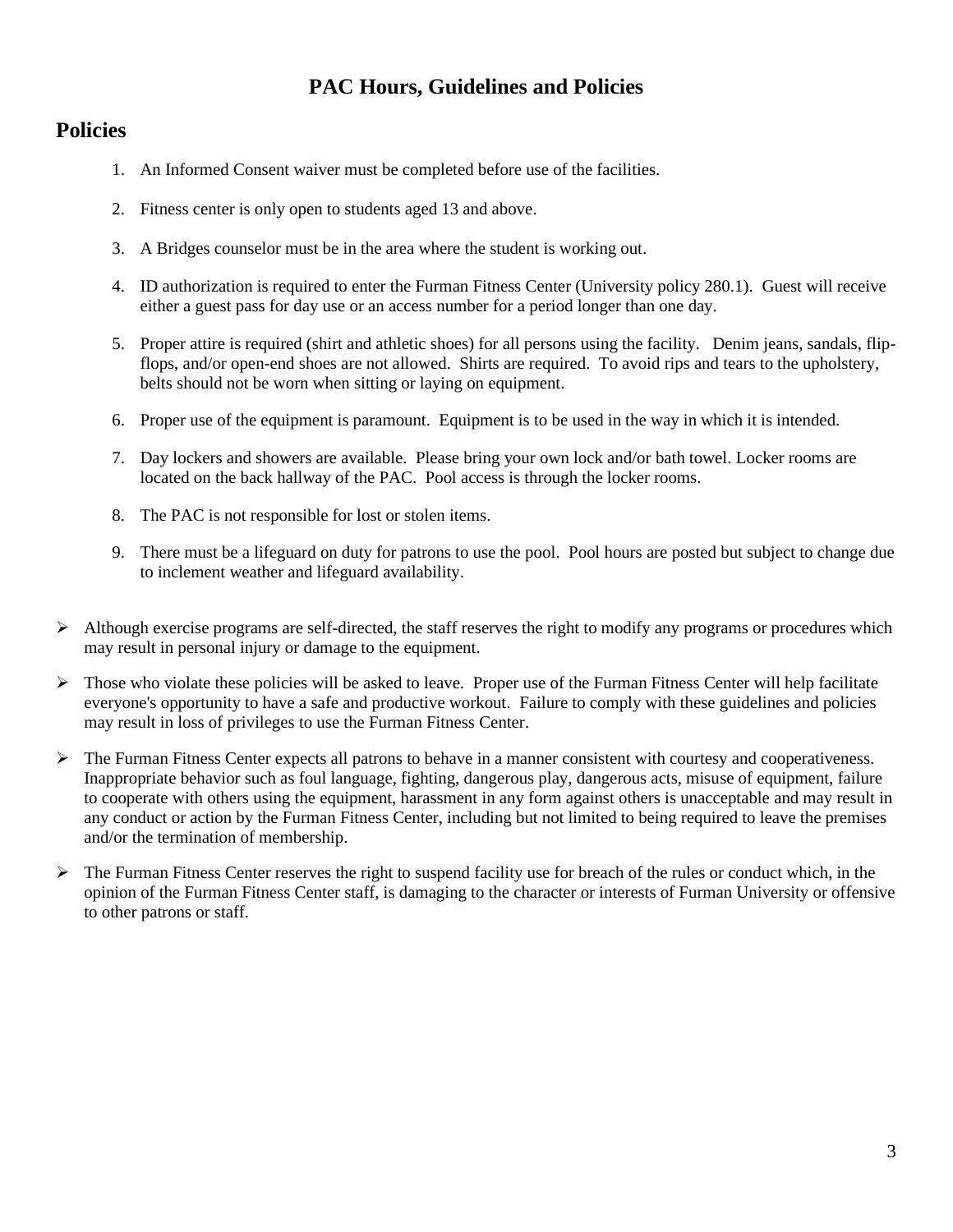# PAC Hours, Guidelines and Policies

## Policies

1. An Informed Consent waiver must be completed before use of the facilities.

2. Fitness center is only open to students aged 13 and above.

3. A Bridges counselor must be in the area where the student is working out.

4. ID authorization is required to enter the Furman Fitness Center (University policy 280.1). Guest will receive either a guest pass for day use or an access number for a period longer than one day.

5. Proper attire is required (shirt and athletic shoes) for all persons using the facility. Denim jeans, sandals, flip-flops, and/or open-end shoes are not allowed. Shirts are required. To avoid rips and tears to the upholstery, belts should not be worn when sitting or laying on equipment.

6. Proper use of the equipment is paramount. Equipment is to be used in the way in which it is intended.

7. Day lockers and showers are available. Please bring your own lock and/or bath towel. Locker rooms are located on the back hallway of the PAC. Pool access is through the locker rooms.

8. The PAC is not responsible for lost or stolen items.

9. There must be a lifeguard on duty for patrons to use the pool. Pool hours are posted but subject to change due to inclement weather and lifeguard availability.

- Although exercise programs are self-directed, the staff reserves the right to modify any programs or procedures which may result in personal injury or damage to the equipment.

- Those who violate these policies will be asked to leave. Proper use of the Furman Fitness Center will help facilitate everyone's opportunity to have a safe and productive workout. Failure to comply with these guidelines and policies may result in loss of privileges to use the Furman Fitness Center.

- The Furman Fitness Center expects all patrons to behave in a manner consistent with courtesy and cooperativeness. Inappropriate behavior such as foul language, fighting, dangerous play, dangerous acts, misuse of equipment, failure to cooperate with others using the equipment, harassment in any form against others is unacceptable and may result in any conduct or action by the Furman Fitness Center, including but not limited to being required to leave the premises and/or the termination of membership.

- The Furman Fitness Center reserves the right to suspend facility use for breach of the rules or conduct which, in the opinion of the Furman Fitness Center staff, is damaging to the character or interests of Furman University or offensive to other patrons or staff.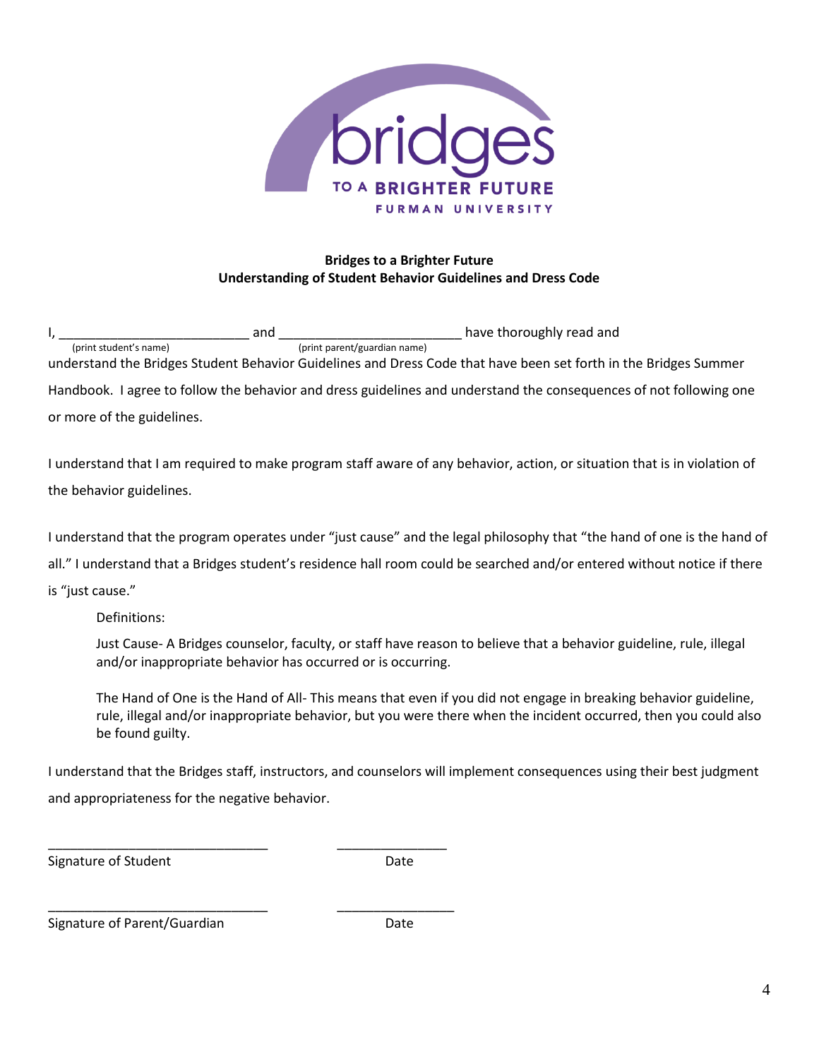**Bridges to a Brighter Future**
**Understanding of Student Behavior Guidelines and Dress Code**

I, __________________________ and _________________________ have thoroughly read and
(print student's name) (print parent/guardian name)
understand the Bridges Student Behavior Guidelines and Dress Code that have been set forth in the Bridges Summer Handbook. I agree to follow the behavior and dress guidelines and understand the consequences of not following one or more of the guidelines.

I understand that I am required to make program staff aware of any behavior, action, or situation that is in violation of the behavior guidelines.

I understand that the program operates under "just cause" and the legal philosophy that "the hand of one is the hand of all." I understand that a Bridges student's residence hall room could be searched and/or entered without notice if there is "just cause."

Definitions:

Just Cause- A Bridges counselor, faculty, or staff have reason to believe that a behavior guideline, rule, illegal and/or inappropriate behavior has occurred or is occurring.

The Hand of One is the Hand of All- This means that even if you did not engage in breaking behavior guideline, rule, illegal and/or inappropriate behavior, but you were there when the incident occurred, then you could also be found guilty.

I understand that the Bridges staff, instructors, and counselors will implement consequences using their best judgment and appropriateness for the negative behavior.

______________________________ _______________
Signature of Student Date

______________________________ ________________
Signature of Parent/Guardian Date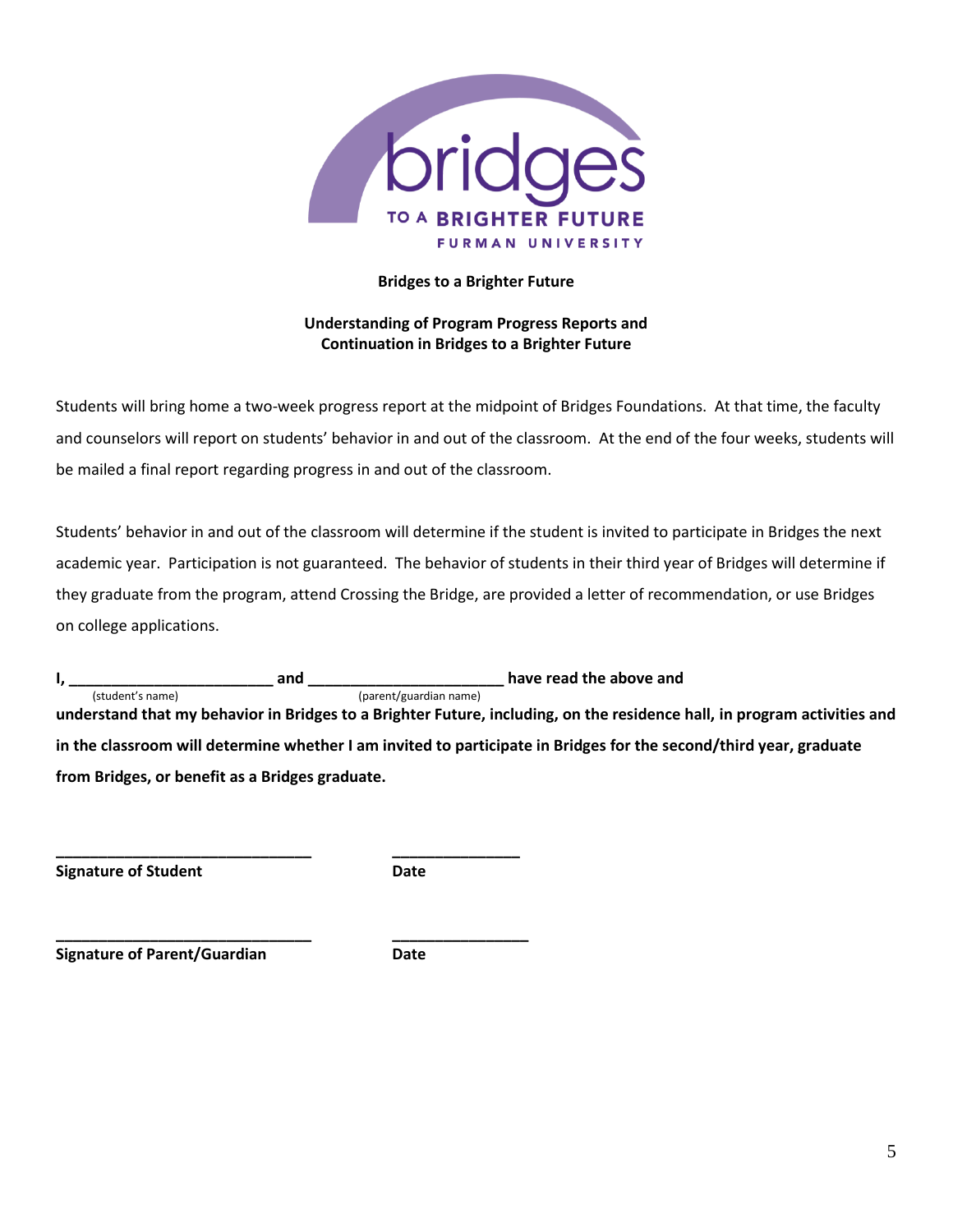**Bridges to a Brighter Future**

**Understanding of Program Progress Reports and Continuation in Bridges to a Brighter Future**

Students will bring home a two-week progress report at the midpoint of Bridges Foundations. At that time, the faculty and counselors will report on students' behavior in and out of the classroom. At the end of the four weeks, students will be mailed a final report regarding progress in and out of the classroom.

Students' behavior in and out of the classroom will determine if the student is invited to participate in Bridges the next academic year. Participation is not guaranteed. The behavior of students in their third year of Bridges will determine if they graduate from the program, attend Crossing the Bridge, are provided a letter of recommendation, or use Bridges on college applications.

**I, ________________________ and ______________________ have read the above and**
(student's name) (parent/guardian name)
**understand that my behavior in Bridges to a Brighter Future, including, on the residence hall, in program activities and in the classroom will determine whether I am invited to participate in Bridges for the second/third year, graduate from Bridges, or benefit as a Bridges graduate.**

_____________________________ _______________
**Signature of Student** **Date**

_____________________________ ________________
**Signature of Parent/Guardian** **Date**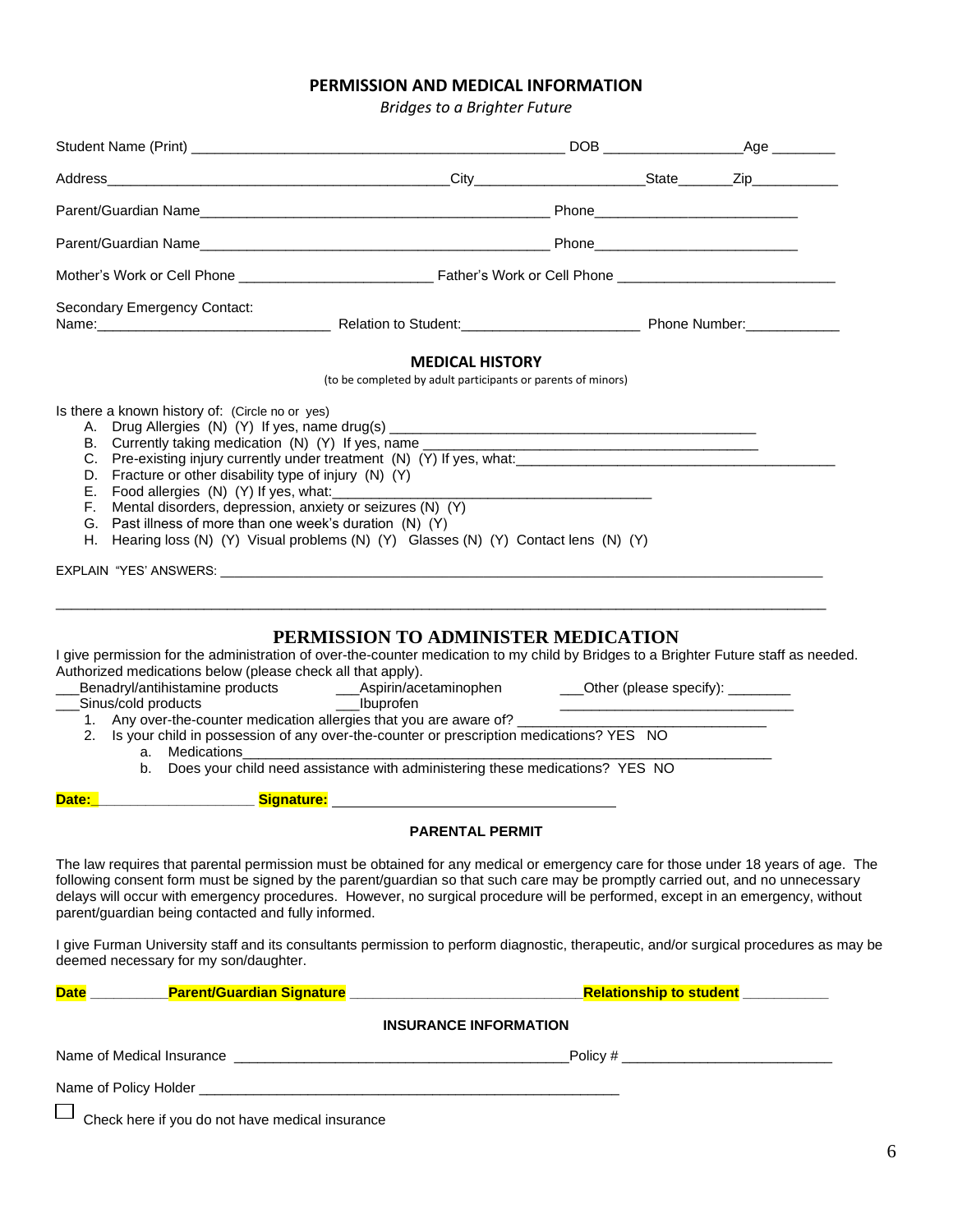# PERMISSION AND MEDICAL INFORMATION

*Bridges to a Brighter Future*

Student Name (Print) _______________________________________________ DOB _________________Age ________

Address_____________________________________________City______________________State_______Zip___________

Parent/Guardian Name____________________________________________ Phone__________________________

Parent/Guardian Name____________________________________________ Phone__________________________

Mother's Work or Cell Phone ________________________ Father's Work or Cell Phone ___________________________

Secondary Emergency Contact:
Name:______________________________ Relation to Student:______________________ Phone Number:____________

## MEDICAL HISTORY

(to be completed by adult participants or parents of minors)

Is there a known history of: (Circle no or yes)

A. Drug Allergies (N) (Y) If yes, name drug(s) ________________________________________________
B. Currently taking medication (N) (Y) If yes, name ____________________________________________
C. Pre-existing injury currently under treatment (N) (Y) If yes, what:_________________________________________
D. Fracture or other disability type of injury (N) (Y)
E. Food allergies (N) (Y) If yes, what:________________________________________
F. Mental disorders, depression, anxiety or seizures (N) (Y)
G. Past illness of more than one week's duration (N) (Y)
H. Hearing loss (N) (Y) Visual problems (N) (Y) Glasses (N) (Y) Contact lens (N) (Y)

EXPLAIN "YES' ANSWERS: ____________________________________________________________________________

_____________________________________________________________________________________________

## PERMISSION TO ADMINISTER MEDICATION

I give permission for the administration of over-the-counter medication to my child by Bridges to a Brighter Future staff as needed. Authorized medications below (please check all that apply).

___Benadryl/antihistamine products ___Aspirin/acetaminophen ___Other (please specify): ________
___Sinus/cold products ___Ibuprofen ______________________________

1. Any over-the-counter medication allergies that you are aware of? ________________________________
2. Is your child in possession of any over-the-counter or prescription medications? YES NO
   a. Medications_________________________________________________________________________
   b. Does your child need assistance with administering these medications? YES NO

**Date:**_____________________ **Signature:** ____________________________________

### PARENTAL PERMIT

The law requires that parental permission must be obtained for any medical or emergency care for those under 18 years of age. The following consent form must be signed by the parent/guardian so that such care may be promptly carried out, and no unnecessary delays will occur with emergency procedures. However, no surgical procedure will be performed, except in an emergency, without parent/guardian being contacted and fully informed.

I give Furman University staff and its consultants permission to perform diagnostic, therapeutic, and/or surgical procedures as may be deemed necessary for my son/daughter.

**Date** __________ **Parent/Guardian Signature** _____________________________ **Relationship to student** ___________

### INSURANCE INFORMATION

Name of Medical Insurance __________________________________________Policy # ___________________________

Name of Policy Holder ____________________________________________________

☐ Check here if you do not have medical insurance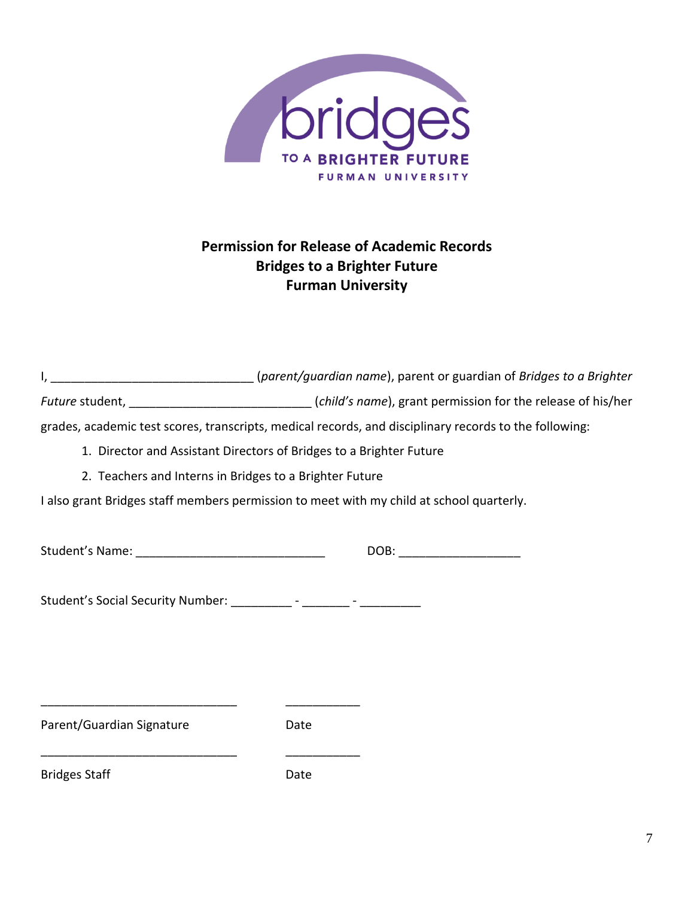bridges

TO A BRIGHTER FUTURE

FURMAN UNIVERSITY

**Permission for Release of Academic Records**
**Bridges to a Brighter Future**
**Furman University**

I, ______________________________ (*parent/guardian name*), parent or guardian of *Bridges to a Brighter Future* student, ___________________________ (*child's name*), grant permission for the release of his/her grades, academic test scores, transcripts, medical records, and disciplinary records to the following:

1. Director and Assistant Directors of Bridges to a Brighter Future
2. Teachers and Interns in Bridges to a Brighter Future

I also grant Bridges staff members permission to meet with my child at school quarterly.

Student's Name: ____________________________ DOB: __________________

Student's Social Security Number: _________ - _______ - _________

_____________________________ ___________
Parent/Guardian Signature Date

_____________________________ ___________
Bridges Staff Date